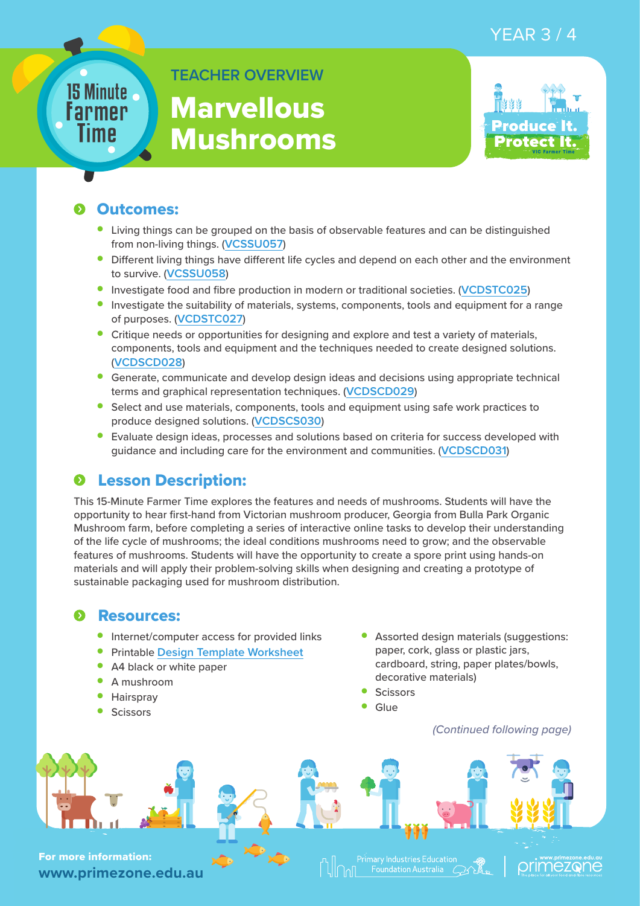YEAR 3 / 4

15 Minute Farmer Time

## TEACHER OVERVIEW

# Marvellous Mushrooms

Produce It. Protect It. VIC Farmer Time

## Outcomes:

- Living things can be grouped on the basis of observable features and can be distinguished from non-living things. (VCSSU057)
- Different living things have different life cycles and depend on each other and the environment to survive. (VCSSU058)
- Investigate food and fibre production in modern or traditional societies. (VCDSTC025)
- Investigate the suitability of materials, systems, components, tools and equipment for a range of purposes. (VCDSTC027)
- Critique needs or opportunities for designing and explore and test a variety of materials, components, tools and equipment and the techniques needed to create designed solutions. (VCDSCD028)
- Generate, communicate and develop design ideas and decisions using appropriate technical terms and graphical representation techniques. (VCDSCD029)
- Select and use materials, components, tools and equipment using safe work practices to produce designed solutions. (VCDSCS030)
- Evaluate design ideas, processes and solutions based on criteria for success developed with guidance and including care for the environment and communities. (VCDSCD031)

## Lesson Description:

This 15-Minute Farmer Time explores the features and needs of mushrooms. Students will have the opportunity to hear first-hand from Victorian mushroom producer, Georgia from Bulla Park Organic Mushroom farm, before completing a series of interactive online tasks to develop their understanding of the life cycle of mushrooms; the ideal conditions mushrooms need to grow; and the observable features of mushrooms. Students will have the opportunity to create a spore print using hands-on materials and will apply their problem-solving skills when designing and creating a prototype of sustainable packaging used for mushroom distribution.

## Resources:

- Internet/computer access for provided links
- Printable Design Template Worksheet
- A4 black or white paper
- A mushroom
- Hairspray
- Scissors
- Assorted design materials (suggestions: paper, cork, glass or plastic jars, cardboard, string, paper plates/bowls, decorative materials)
- Scissors
- Glue

*(Continued following page)*

For more information: **www.primezone.edu.au**

Primary Industries Education Foundation Australia

primezone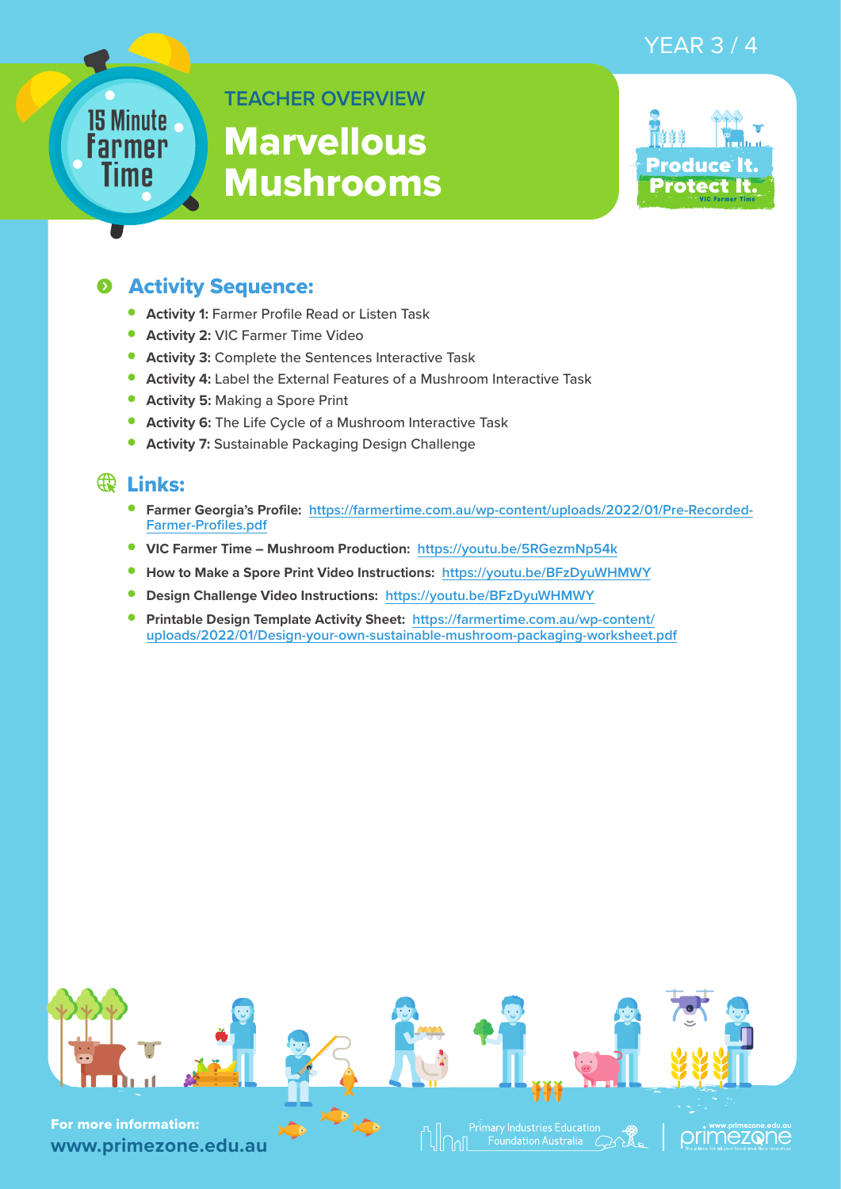YEAR 3 / 4

## TEACHER OVERVIEW

# Marvellous Mushrooms

## Activity Sequence:

- **Activity 1:** Farmer Profile Read or Listen Task
- **Activity 2:** VIC Farmer Time Video
- **Activity 3:** Complete the Sentences Interactive Task
- **Activity 4:** Label the External Features of a Mushroom Interactive Task
- **Activity 5:** Making a Spore Print
- **Activity 6:** The Life Cycle of a Mushroom Interactive Task
- **Activity 7:** Sustainable Packaging Design Challenge

## Links:

- **Farmer Georgia's Profile:** https://farmertime.com.au/wp-content/uploads/2022/01/Pre-Recorded-Farmer-Profiles.pdf
- **VIC Farmer Time – Mushroom Production:** https://youtu.be/5RGezmNp54k
- **How to Make a Spore Print Video Instructions:** https://youtu.be/BFzDyuWHMWY
- **Design Challenge Video Instructions:** https://youtu.be/BFzDyuWHMWY
- **Printable Design Template Activity Sheet:** https://farmertime.com.au/wp-content/uploads/2022/01/Design-your-own-sustainable-mushroom-packaging-worksheet.pdf

**For more information:**
**www.primezone.edu.au**